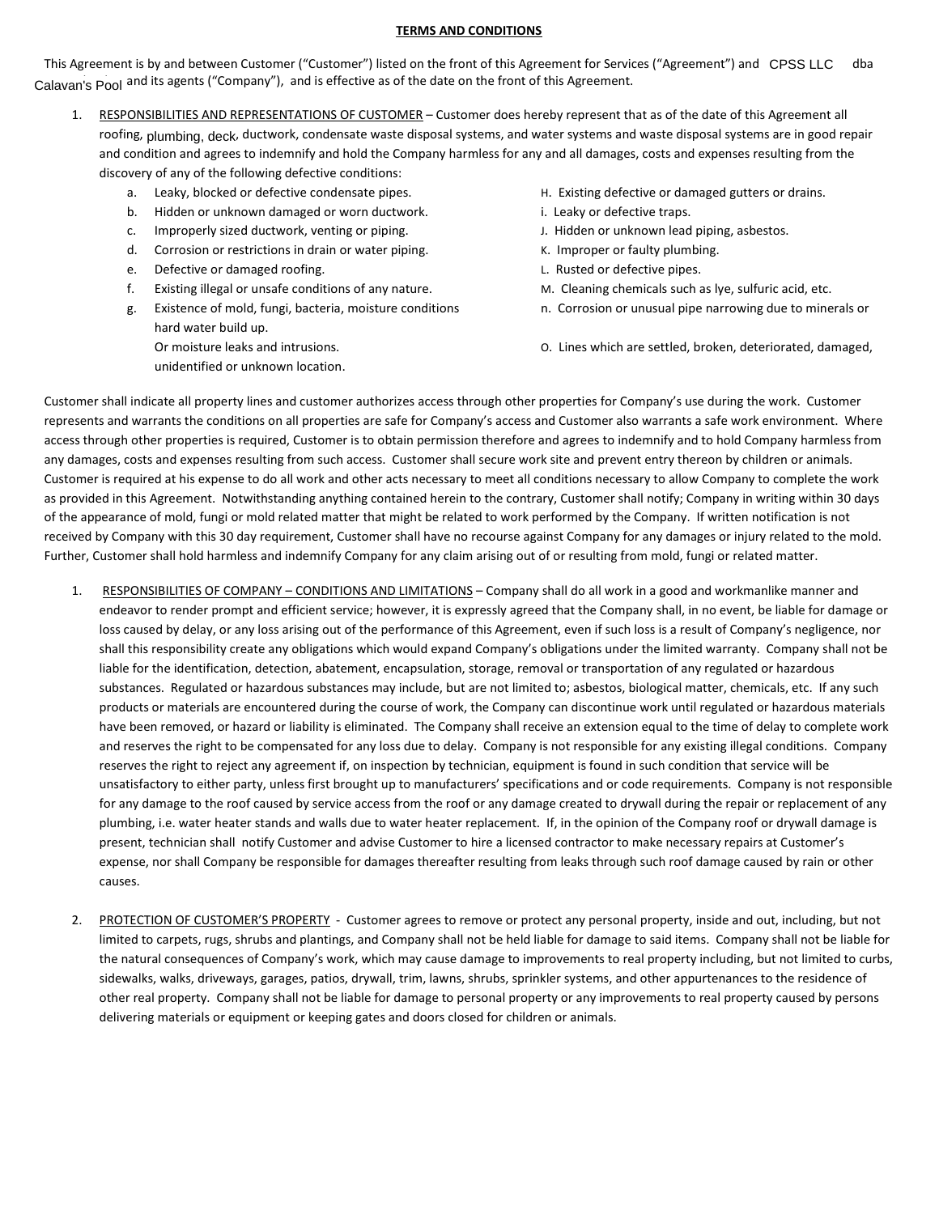**TERMS AND CONDITIONS**

This Agreement is by and between Customer ("Customer") listed on the front of this Agreement for Services ("Agreement") and CPSS LLC dba Calavan's Pool and its agents ("Company"), and is effective as of the date on the front of this Agreement.

1. RESPONSIBILITIES AND REPRESENTATIONS OF CUSTOMER – Customer does hereby represent that as of the date of this Agreement all roofing, plumbing, deck, ductwork, condensate waste disposal systems, and water systems and waste disposal systems are in good repair and condition and agrees to indemnify and hold the Company harmless for any and all damages, costs and expenses resulting from the discovery of any of the following defective conditions:
   a. Leaky, blocked or defective condensate pipes.
   b. Hidden or unknown damaged or worn ductwork.
   c. Improperly sized ductwork, venting or piping.
   d. Corrosion or restrictions in drain or water piping.
   e. Defective or damaged roofing.
   f. Existing illegal or unsafe conditions of any nature.
   g. Existence of mold, fungi, bacteria, moisture conditions Or moisture leaks and intrusions.
   H. Existing defective or damaged gutters or drains.
   i. Leaky or defective traps.
   J. Hidden or unknown lead piping, asbestos.
   K. Improper or faulty plumbing.
   L. Rusted or defective pipes.
   M. Cleaning chemicals such as lye, sulfuric acid, etc.
   n. Corrosion or unusual pipe narrowing due to minerals or hard water build up.
   O. Lines which are settled, broken, deteriorated, damaged, unidentified or unknown location.

Customer shall indicate all property lines and customer authorizes access through other properties for Company's use during the work. Customer represents and warrants the conditions on all properties are safe for Company's access and Customer also warrants a safe work environment. Where access through other properties is required, Customer is to obtain permission therefore and agrees to indemnify and to hold Company harmless from any damages, costs and expenses resulting from such access. Customer shall secure work site and prevent entry thereon by children or animals. Customer is required at his expense to do all work and other acts necessary to meet all conditions necessary to allow Company to complete the work as provided in this Agreement. Notwithstanding anything contained herein to the contrary, Customer shall notify; Company in writing within 30 days of the appearance of mold, fungi or mold related matter that might be related to work performed by the Company. If written notification is not received by Company with this 30 day requirement, Customer shall have no recourse against Company for any damages or injury related to the mold. Further, Customer shall hold harmless and indemnify Company for any claim arising out of or resulting from mold, fungi or related matter.

1. RESPONSIBILITIES OF COMPANY – CONDITIONS AND LIMITATIONS – Company shall do all work in a good and workmanlike manner and endeavor to render prompt and efficient service; however, it is expressly agreed that the Company shall, in no event, be liable for damage or loss caused by delay, or any loss arising out of the performance of this Agreement, even if such loss is a result of Company's negligence, nor shall this responsibility create any obligations which would expand Company's obligations under the limited warranty. Company shall not be liable for the identification, detection, abatement, encapsulation, storage, removal or transportation of any regulated or hazardous substances. Regulated or hazardous substances may include, but are not limited to; asbestos, biological matter, chemicals, etc. If any such products or materials are encountered during the course of work, the Company can discontinue work until regulated or hazardous materials have been removed, or hazard or liability is eliminated. The Company shall receive an extension equal to the time of delay to complete work and reserves the right to be compensated for any loss due to delay. Company is not responsible for any existing illegal conditions. Company reserves the right to reject any agreement if, on inspection by technician, equipment is found in such condition that service will be unsatisfactory to either party, unless first brought up to manufacturers' specifications and or code requirements. Company is not responsible for any damage to the roof caused by service access from the roof or any damage created to drywall during the repair or replacement of any plumbing, i.e. water heater stands and walls due to water heater replacement. If, in the opinion of the Company roof or drywall damage is present, technician shall notify Customer and advise Customer to hire a licensed contractor to make necessary repairs at Customer's expense, nor shall Company be responsible for damages thereafter resulting from leaks through such roof damage caused by rain or other causes.

2. PROTECTION OF CUSTOMER'S PROPERTY - Customer agrees to remove or protect any personal property, inside and out, including, but not limited to carpets, rugs, shrubs and plantings, and Company shall not be held liable for damage to said items. Company shall not be liable for the natural consequences of Company's work, which may cause damage to improvements to real property including, but not limited to curbs, sidewalks, walks, driveways, garages, patios, drywall, trim, lawns, shrubs, sprinkler systems, and other appurtenances to the residence of other real property. Company shall not be liable for damage to personal property or any improvements to real property caused by persons delivering materials or equipment or keeping gates and doors closed for children or animals.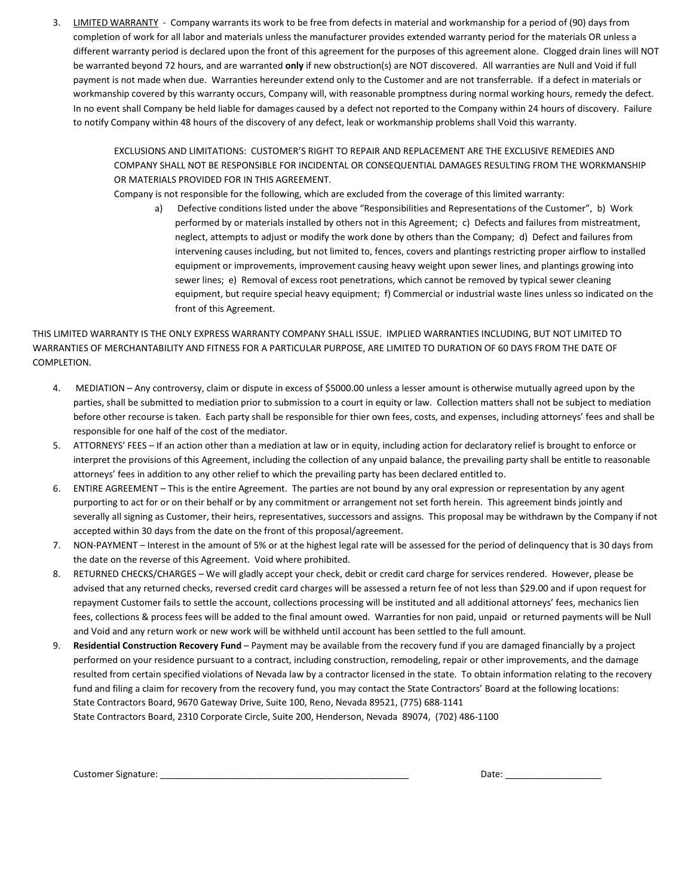3. <u>LIMITED WARRANTY</u> - Company warrants its work to be free from defects in material and workmanship for a period of (90) days from completion of work for all labor and materials unless the manufacturer provides extended warranty period for the materials OR unless a different warranty period is declared upon the front of this agreement for the purposes of this agreement alone. Clogged drain lines will NOT be warranted beyond 72 hours, and are warranted **only** if new obstruction(s) are NOT discovered. All warranties are Null and Void if full payment is not made when due. Warranties hereunder extend only to the Customer and are not transferrable. If a defect in materials or workmanship covered by this warranty occurs, Company will, with reasonable promptness during normal working hours, remedy the defect. In no event shall Company be held liable for damages caused by a defect not reported to the Company within 24 hours of discovery. Failure to notify Company within 48 hours of the discovery of any defect, leak or workmanship problems shall Void this warranty.

   EXCLUSIONS AND LIMITATIONS: CUSTOMER'S RIGHT TO REPAIR AND REPLACEMENT ARE THE EXCLUSIVE REMEDIES AND COMPANY SHALL NOT BE RESPONSIBLE FOR INCIDENTAL OR CONSEQUENTIAL DAMAGES RESULTING FROM THE WORKMANSHIP OR MATERIALS PROVIDED FOR IN THIS AGREEMENT.
   Company is not responsible for the following, which are excluded from the coverage of this limited warranty:

   a) Defective conditions listed under the above "Responsibilities and Representations of the Customer", b) Work performed by or materials installed by others not in this Agreement; c) Defects and failures from mistreatment, neglect, attempts to adjust or modify the work done by others than the Company; d) Defect and failures from intervening causes including, but not limited to, fences, covers and plantings restricting proper airflow to installed equipment or improvements, improvement causing heavy weight upon sewer lines, and plantings growing into sewer lines; e) Removal of excess root penetrations, which cannot be removed by typical sewer cleaning equipment, but require special heavy equipment; f) Commercial or industrial waste lines unless so indicated on the front of this Agreement.

THIS LIMITED WARRANTY IS THE ONLY EXPRESS WARRANTY COMPANY SHALL ISSUE. IMPLIED WARRANTIES INCLUDING, BUT NOT LIMITED TO WARRANTIES OF MERCHANTABILITY AND FITNESS FOR A PARTICULAR PURPOSE, ARE LIMITED TO DURATION OF 60 DAYS FROM THE DATE OF COMPLETION.

4. MEDIATION – Any controversy, claim or dispute in excess of $5000.00 unless a lesser amount is otherwise mutually agreed upon by the parties, shall be submitted to mediation prior to submission to a court in equity or law. Collection matters shall not be subject to mediation before other recourse is taken. Each party shall be responsible for thier own fees, costs, and expenses, including attorneys' fees and shall be responsible for one half of the cost of the mediator.
5. ATTORNEYS' FEES – If an action other than a mediation at law or in equity, including action for declaratory relief is brought to enforce or interpret the provisions of this Agreement, including the collection of any unpaid balance, the prevailing party shall be entitle to reasonable attorneys' fees in addition to any other relief to which the prevailing party has been declared entitled to.
6. ENTIRE AGREEMENT – This is the entire Agreement. The parties are not bound by any oral expression or representation by any agent purporting to act for or on their behalf or by any commitment or arrangement not set forth herein. This agreement binds jointly and severally all signing as Customer, their heirs, representatives, successors and assigns. This proposal may be withdrawn by the Company if not accepted within 30 days from the date on the front of this proposal/agreement.
7. NON-PAYMENT – Interest in the amount of 5% or at the highest legal rate will be assessed for the period of delinquency that is 30 days from the date on the reverse of this Agreement. Void where prohibited.
8. RETURNED CHECKS/CHARGES – We will gladly accept your check, debit or credit card charge for services rendered. However, please be advised that any returned checks, reversed credit card charges will be assessed a return fee of not less than $29.00 and if upon request for repayment Customer fails to settle the account, collections processing will be instituted and all additional attorneys' fees, mechanics lien fees, collections & process fees will be added to the final amount owed. Warranties for non paid, unpaid or returned payments will be Null and Void and any return work or new work will be withheld until account has been settled to the full amount.
9. **Residential Construction Recovery Fund** – Payment may be available from the recovery fund if you are damaged financially by a project performed on your residence pursuant to a contract, including construction, remodeling, repair or other improvements, and the damage resulted from certain specified violations of Nevada law by a contractor licensed in the state. To obtain information relating to the recovery fund and filing a claim for recovery from the recovery fund, you may contact the State Contractors' Board at the following locations:
   State Contractors Board, 9670 Gateway Drive, Suite 100, Reno, Nevada 89521, (775) 688-1141
   State Contractors Board, 2310 Corporate Circle, Suite 200, Henderson, Nevada 89074, (702) 486-1100

Customer Signature: ___________________________________________________ Date: ___________________